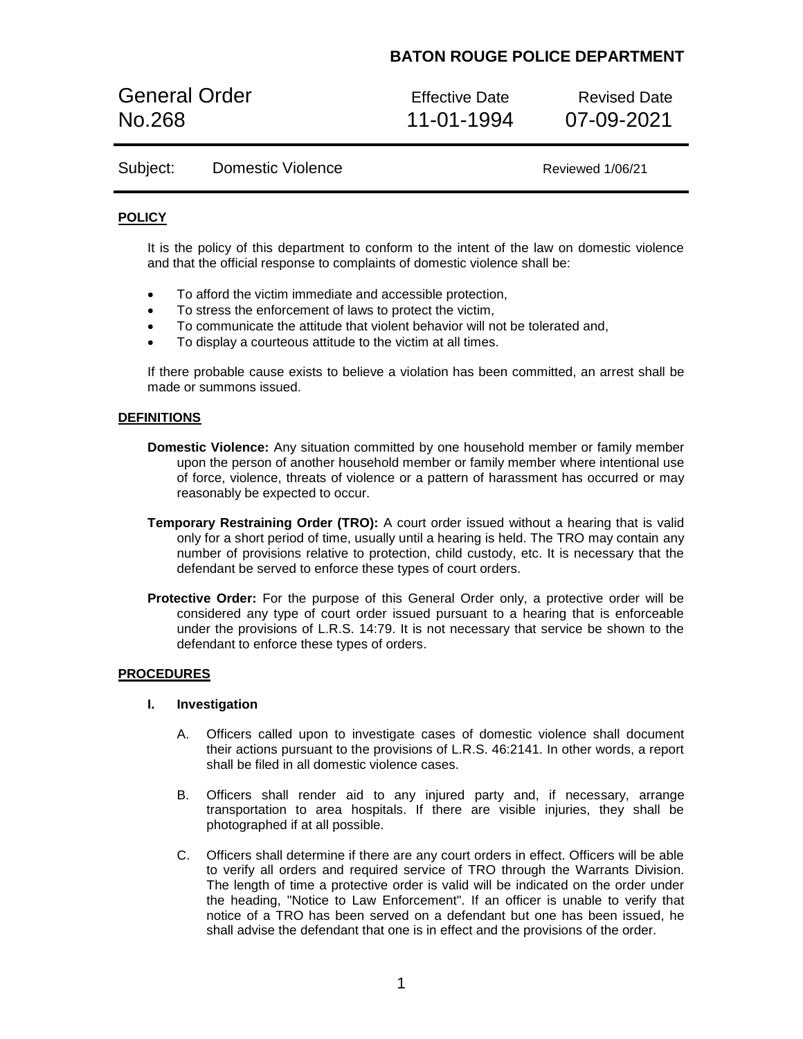**BATON ROUGE POLICE DEPARTMENT**

| General Order No.268 | Effective Date 11-01-1994 | Revised Date 07-09-2021 |
| --- | --- | --- |

Subject: Domestic Violence Reviewed 1/06/21

## POLICY

It is the policy of this department to conform to the intent of the law on domestic violence and that the official response to complaints of domestic violence shall be:

- To afford the victim immediate and accessible protection,
- To stress the enforcement of laws to protect the victim,
- To communicate the attitude that violent behavior will not be tolerated and,
- To display a courteous attitude to the victim at all times.

If there probable cause exists to believe a violation has been committed, an arrest shall be made or summons issued.

## DEFINITIONS

**Domestic Violence:** Any situation committed by one household member or family member upon the person of another household member or family member where intentional use of force, violence, threats of violence or a pattern of harassment has occurred or may reasonably be expected to occur.

**Temporary Restraining Order (TRO):** A court order issued without a hearing that is valid only for a short period of time, usually until a hearing is held. The TRO may contain any number of provisions relative to protection, child custody, etc. It is necessary that the defendant be served to enforce these types of court orders.

**Protective Order:** For the purpose of this General Order only, a protective order will be considered any type of court order issued pursuant to a hearing that is enforceable under the provisions of L.R.S. 14:79. It is not necessary that service be shown to the defendant to enforce these types of orders.

## PROCEDURES

### I. Investigation

A. Officers called upon to investigate cases of domestic violence shall document their actions pursuant to the provisions of L.R.S. 46:2141. In other words, a report shall be filed in all domestic violence cases.

B. Officers shall render aid to any injured party and, if necessary, arrange transportation to area hospitals. If there are visible injuries, they shall be photographed if at all possible.

C. Officers shall determine if there are any court orders in effect. Officers will be able to verify all orders and required service of TRO through the Warrants Division. The length of time a protective order is valid will be indicated on the order under the heading, "Notice to Law Enforcement". If an officer is unable to verify that notice of a TRO has been served on a defendant but one has been issued, he shall advise the defendant that one is in effect and the provisions of the order.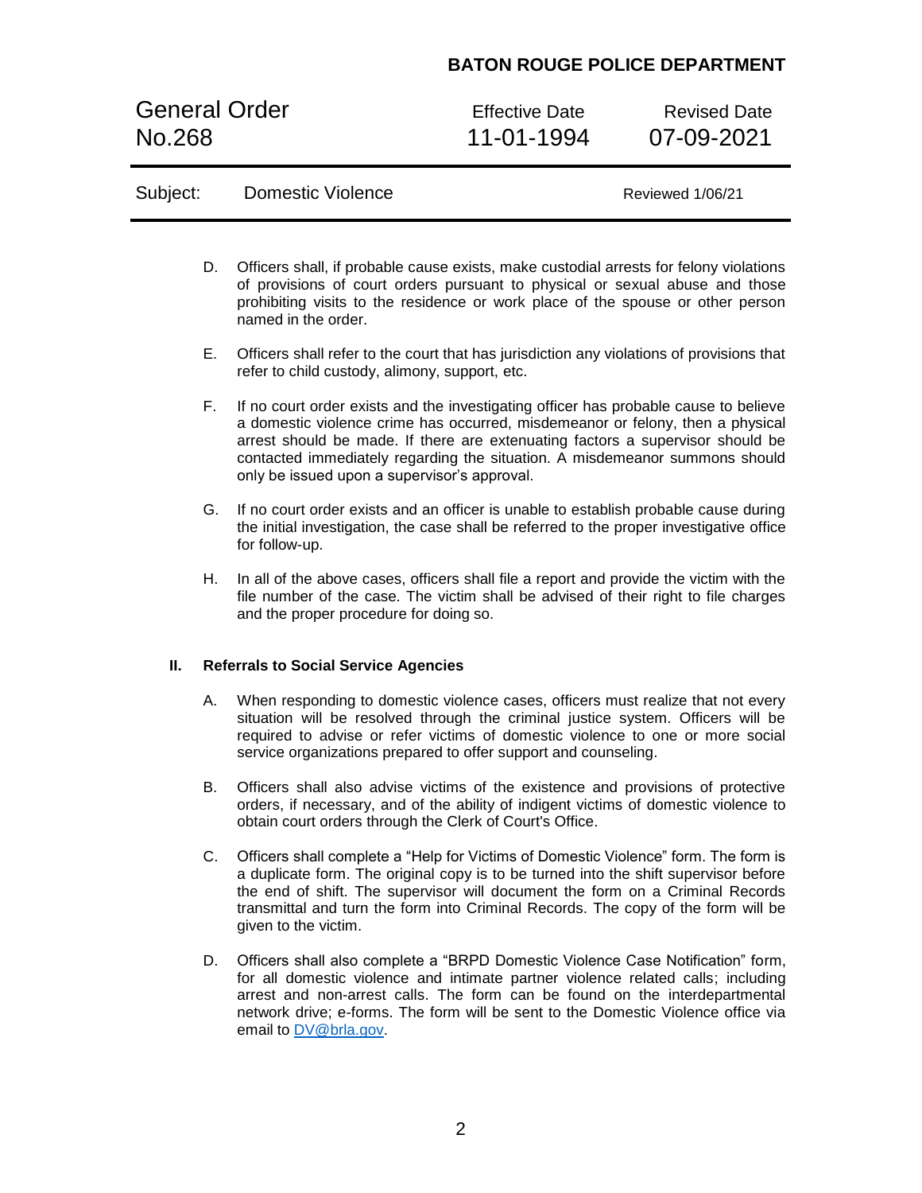D. Officers shall, if probable cause exists, make custodial arrests for felony violations of provisions of court orders pursuant to physical or sexual abuse and those prohibiting visits to the residence or work place of the spouse or other person named in the order.

E. Officers shall refer to the court that has jurisdiction any violations of provisions that refer to child custody, alimony, support, etc.

F. If no court order exists and the investigating officer has probable cause to believe a domestic violence crime has occurred, misdemeanor or felony, then a physical arrest should be made. If there are extenuating factors a supervisor should be contacted immediately regarding the situation. A misdemeanor summons should only be issued upon a supervisor's approval.

G. If no court order exists and an officer is unable to establish probable cause during the initial investigation, the case shall be referred to the proper investigative office for follow-up.

H. In all of the above cases, officers shall file a report and provide the victim with the file number of the case. The victim shall be advised of their right to file charges and the proper procedure for doing so.

**II. Referrals to Social Service Agencies**

A. When responding to domestic violence cases, officers must realize that not every situation will be resolved through the criminal justice system. Officers will be required to advise or refer victims of domestic violence to one or more social service organizations prepared to offer support and counseling.

B. Officers shall also advise victims of the existence and provisions of protective orders, if necessary, and of the ability of indigent victims of domestic violence to obtain court orders through the Clerk of Court's Office.

C. Officers shall complete a "Help for Victims of Domestic Violence" form. The form is a duplicate form. The original copy is to be turned into the shift supervisor before the end of shift. The supervisor will document the form on a Criminal Records transmittal and turn the form into Criminal Records. The copy of the form will be given to the victim.

D. Officers shall also complete a "BRPD Domestic Violence Case Notification" form, for all domestic violence and intimate partner violence related calls; including arrest and non-arrest calls. The form can be found on the interdepartmental network drive; e-forms. The form will be sent to the Domestic Violence office via email to DV@brla.gov.